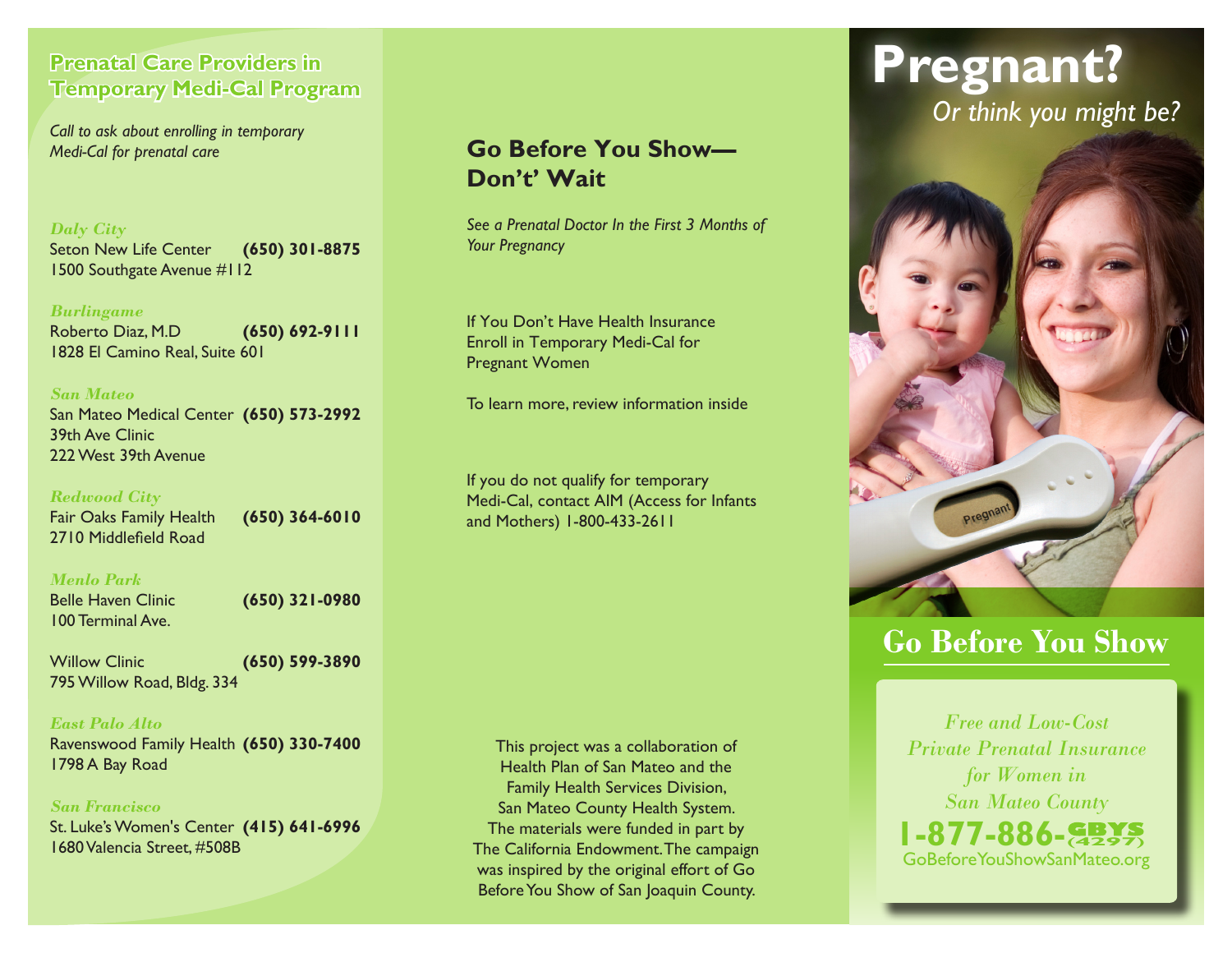## Prenatal Care Providers in Temporary Medi-Cal Program

*Call to ask about enrolling in temporary Medi-Cal for prenatal care*

***Daly City***
Seton New Life Center **(650) 301-8875**
1500 Southgate Avenue #112

***Burlingame***
Roberto Diaz, M.D **(650) 692-9111**
1828 El Camino Real, Suite 601

***San Mateo***
San Mateo Medical Center **(650) 573-2992**
39th Ave Clinic
222 West 39th Avenue

***Redwood City***
Fair Oaks Family Health **(650) 364-6010**
2710 Middlefield Road

***Menlo Park***
Belle Haven Clinic **(650) 321-0980**
100 Terminal Ave.

Willow Clinic **(650) 599-3890**
795 Willow Road, Bldg. 334

***East Palo Alto***
Ravenswood Family Health **(650) 330-7400**
1798 A Bay Road

***San Francisco***
St. Luke's Women's Center **(415) 641-6996**
1680 Valencia Street, #508B

## Go Before You Show— Don't' Wait

*See a Prenatal Doctor In the First 3 Months of Your Pregnancy*

If You Don't Have Health Insurance Enroll in Temporary Medi-Cal for Pregnant Women

To learn more, review information inside

If you do not qualify for temporary Medi-Cal, contact AIM (Access for Infants and Mothers) 1-800-433-2611

This project was a collaboration of Health Plan of San Mateo and the Family Health Services Division, San Mateo County Health System. The materials were funded in part by The California Endowment. The campaign was inspired by the original effort of Go Before You Show of San Joaquin County.

# Pregnant?

*Or think you might be?*

## Go Before You Show

*Free and Low-Cost Private Prenatal Insurance for Women in San Mateo County*

**1-877-886-GBYS (4297)**

GoBeforeYouShowSanMateo.org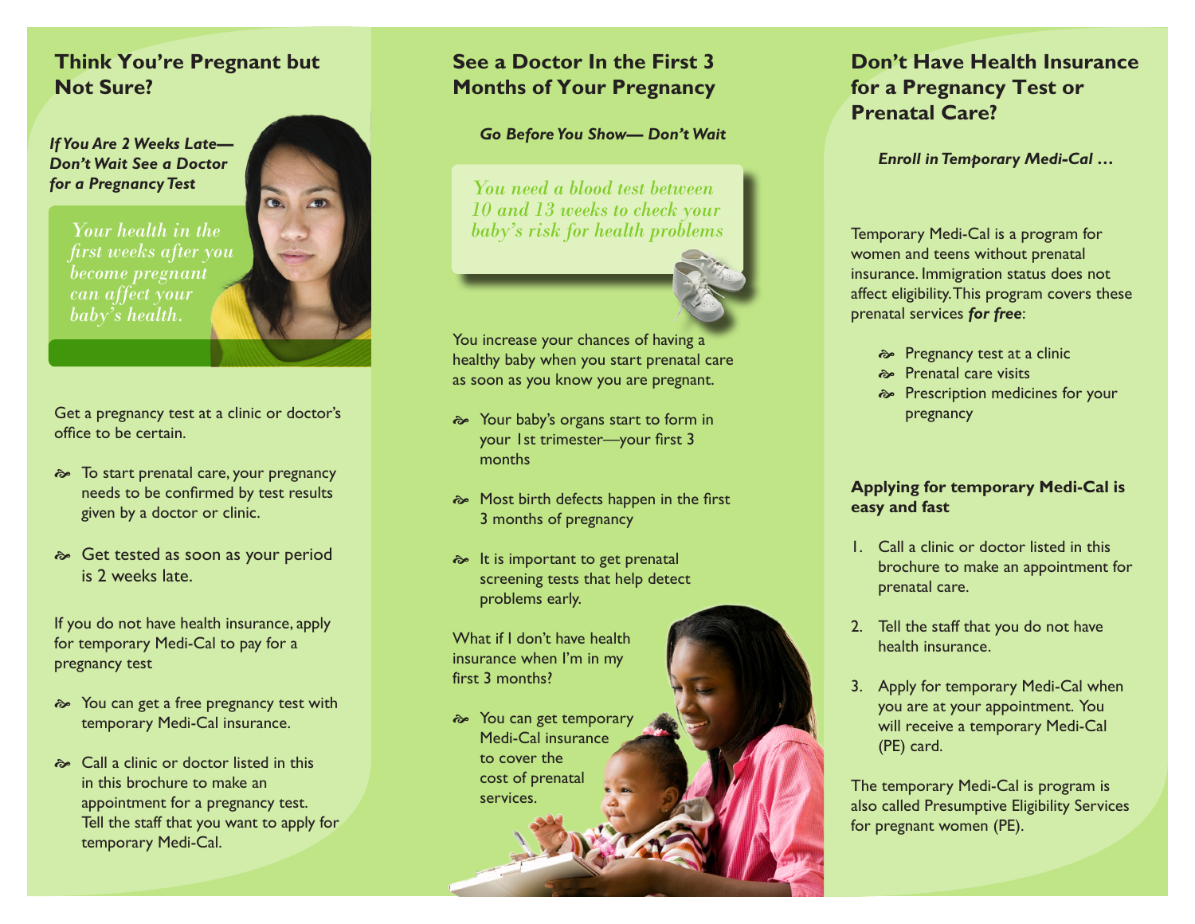## Think You're Pregnant but Not Sure?

***If You Are 2 Weeks Late— Don't Wait See a Doctor for a Pregnancy Test***

*Your health in the first weeks after you become pregnant can affect your baby's health.*

Get a pregnancy test at a clinic or doctor's office to be certain.

- To start prenatal care, your pregnancy needs to be confirmed by test results given by a doctor or clinic.
- Get tested as soon as your period is 2 weeks late.

If you do not have health insurance, apply for temporary Medi-Cal to pay for a pregnancy test

- You can get a free pregnancy test with temporary Medi-Cal insurance.
- Call a clinic or doctor listed in this in this brochure to make an appointment for a pregnancy test. Tell the staff that you want to apply for temporary Medi-Cal.

## See a Doctor In the First 3 Months of Your Pregnancy

***Go Before You Show— Don't Wait***

*You need a blood test between 10 and 13 weeks to check your baby's risk for health problems*

You increase your chances of having a healthy baby when you start prenatal care as soon as you know you are pregnant.

- Your baby's organs start to form in your 1st trimester—your first 3 months
- Most birth defects happen in the first 3 months of pregnancy
- It is important to get prenatal screening tests that help detect problems early.

What if I don't have health insurance when I'm in my first 3 months?

- You can get temporary Medi-Cal insurance to cover the cost of prenatal services.

## Don't Have Health Insurance for a Pregnancy Test or Prenatal Care?

***Enroll in Temporary Medi-Cal …***

Temporary Medi-Cal is a program for women and teens without prenatal insurance. Immigration status does not affect eligibility. This program covers these prenatal services ***for free***:

- Pregnancy test at a clinic
- Prenatal care visits
- Prescription medicines for your pregnancy

**Applying for temporary Medi-Cal is easy and fast**

1. Call a clinic or doctor listed in this brochure to make an appointment for prenatal care.
2. Tell the staff that you do not have health insurance.
3. Apply for temporary Medi-Cal when you are at your appointment. You will receive a temporary Medi-Cal (PE) card.

The temporary Medi-Cal is program is also called Presumptive Eligibility Services for pregnant women (PE).